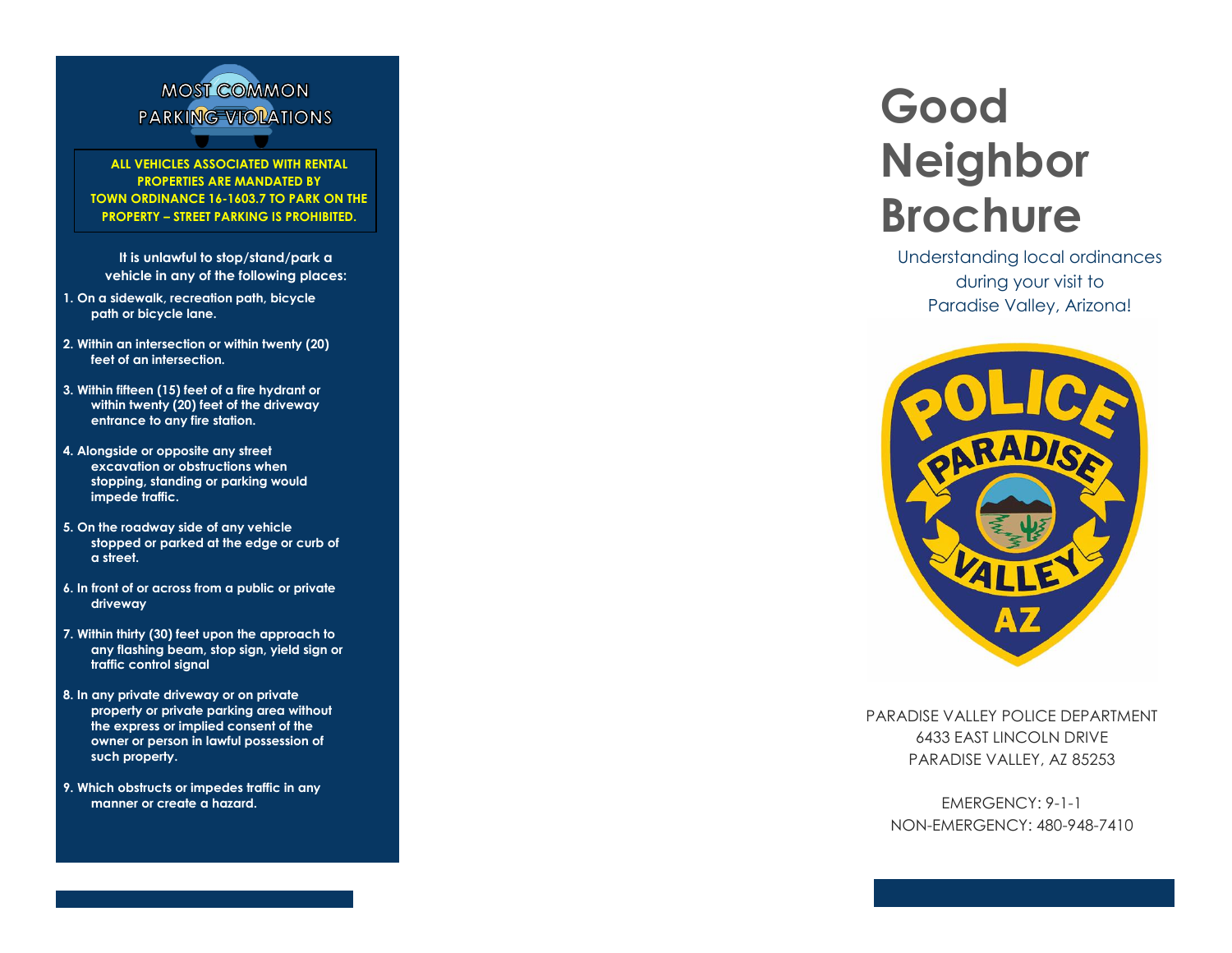## MOST COMMON PARKING VIOLATIONS

**ALL VEHICLES ASSOCIATED WITH RENTAL PROPERTIES ARE MANDATED BY TOWN ORDINANCE 16-1603.7 TO PARK ON THE PROPERTY – STREET PARKING IS PROHIBITED.**

**It is unlawful to stop/stand/park a vehicle in any of the following places:**

1. On a sidewalk, recreation path, bicycle path or bicycle lane.
2. Within an intersection or within twenty (20) feet of an intersection.
3. Within fifteen (15) feet of a fire hydrant or within twenty (20) feet of the driveway entrance to any fire station.
4. Alongside or opposite any street excavation or obstructions when stopping, standing or parking would impede traffic.
5. On the roadway side of any vehicle stopped or parked at the edge or curb of a street.
6. In front of or across from a public or private driveway
7. Within thirty (30) feet upon the approach to any flashing beam, stop sign, yield sign or traffic control signal
8. In any private driveway or on private property or private parking area without the express or implied consent of the owner or person in lawful possession of such property.
9. Which obstructs or impedes traffic in any manner or create a hazard.

# Good Neighbor Brochure

Understanding local ordinances during your visit to Paradise Valley, Arizona!

PARADISE VALLEY POLICE DEPARTMENT
6433 EAST LINCOLN DRIVE
PARADISE VALLEY, AZ 85253

EMERGENCY: 9-1-1
NON-EMERGENCY: 480-948-7410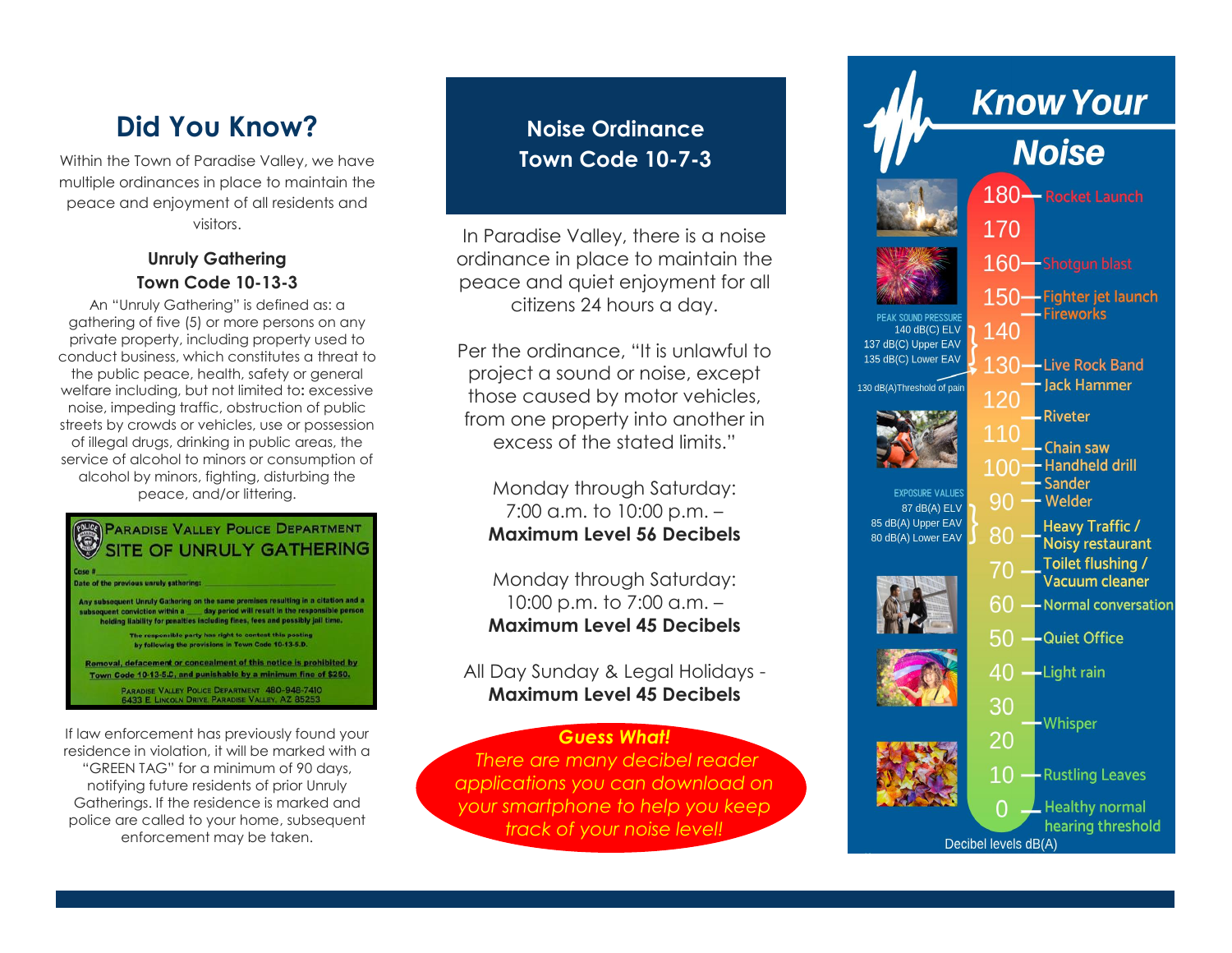## Did You Know?

Within the Town of Paradise Valley, we have multiple ordinances in place to maintain the peace and enjoyment of all residents and visitors.

### Unruly Gathering
### Town Code 10-13-3

An "Unruly Gathering" is defined as: a gathering of five (5) or more persons on any private property, including property used to conduct business, which constitutes a threat to the public peace, health, safety or general welfare including, but not limited to: excessive noise, impeding traffic, obstruction of public streets by crowds or vehicles, use or possession of illegal drugs, drinking in public areas, the service of alcohol to minors or consumption of alcohol by minors, fighting, disturbing the peace, and/or littering.

PARADISE VALLEY POLICE DEPARTMENT
SITE OF UNRULY GATHERING

Case # ______
Date of the previous unruly gathering: ______

Any subsequent Unruly Gathering on the same premises resulting in a citation and a subsequent conviction within a ____ day period will result in the responsible person holding liability for penalties including fines, fees and possibly jail time.

The responsible party has right to contest this posting by following the provisions in Town Code 10-13-5.D.

Removal, defacement or concealment of this notice is prohibited by Town Code 10-13-5.C. and punishable by a minimum fine of $250.

PARADISE VALLEY POLICE DEPARTMENT 480-948-7410
6433 E. LINCOLN DRIVE PARADISE VALLEY, AZ 85253

If law enforcement has previously found your residence in violation, it will be marked with a "GREEN TAG" for a minimum of 90 days, notifying future residents of prior Unruly Gatherings. If the residence is marked and police are called to your home, subsequent enforcement may be taken.

## Noise Ordinance
## Town Code 10-7-3

In Paradise Valley, there is a noise ordinance in place to maintain the peace and quiet enjoyment for all citizens 24 hours a day.

Per the ordinance, "It is unlawful to project a sound or noise, except those caused by motor vehicles, from one property into another in excess of the stated limits."

Monday through Saturday:
7:00 a.m. to 10:00 p.m. –
**Maximum Level 56 Decibels**

Monday through Saturday:
10:00 p.m. to 7:00 a.m. –
**Maximum Level 45 Decibels**

All Day Sunday & Legal Holidays -
**Maximum Level 45 Decibels**

***Guess What!***
*There are many decibel reader applications you can download on your smartphone to help you keep track of your noise level!*

## Know Your Noise

180 — Rocket Launch
170
160 — Shotgun blast
150 — Fighter jet launch
— Fireworks
140
130 — Live Rock Band
— Jack Hammer
120
— Riveter
110
— Chain saw
100 — Handheld drill
— Sander
90 — Welder
80 — Heavy Traffic / Noisy restaurant
70 — Toilet flushing / Vacuum cleaner
60 — Normal conversation
50 — Quiet Office
40 — Light rain
30
— Whisper
20
10 — Rustling Leaves
0 — Healthy normal hearing threshold

PEAK SOUND PRESSURE
140 dB(C) ELV
137 dB(C) Upper EAV
135 dB(C) Lower EAV

130 dB(A)Threshold of pain

EXPOSURE VALUES
87 dB(A) ELV
85 dB(A) Upper EAV
80 dB(A) Lower EAV

Decibel levels dB(A)